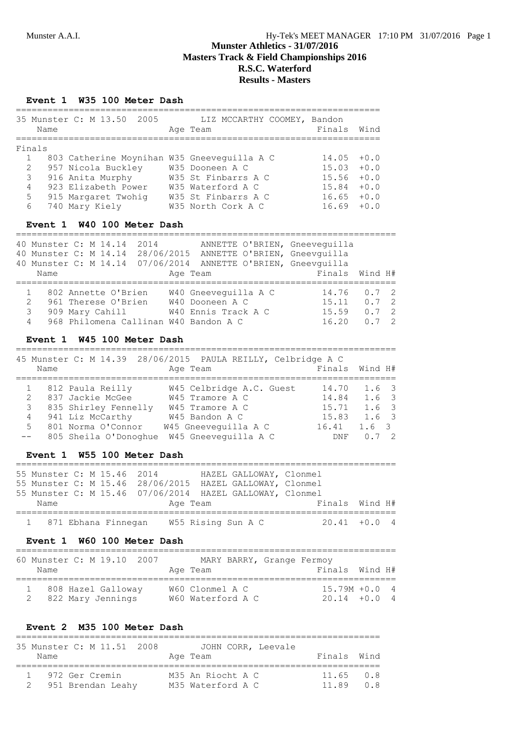# Munster Athletics - 31/07/2016
## Masters Track & Field Championships 2016
## R.S.C. Waterford
## Results - Masters

### Event 1 W35 100 Meter Dash

35 Munster C: M 13.50 2005 LIZ MCCARTHY COOMEY, Bandon

| | Name | Age | Team | Finals | Wind |
|---|---|---|---|---|---|
| **Finals** | | | | | |
| 1 | 803 Catherine Moynihan | W35 | Gneeveguilla A C | 14.05 | +0.0 |
| 2 | 957 Nicola Buckley | W35 | Dooneen A C | 15.03 | +0.0 |
| 3 | 916 Anita Murphy | W35 | St Finbarrs A C | 15.56 | +0.0 |
| 4 | 923 Elizabeth Power | W35 | Waterford A C | 15.84 | +0.0 |
| 5 | 915 Margaret Twohig | W35 | St Finbarrs A C | 16.65 | +0.0 |
| 6 | 740 Mary Kiely | W35 | North Cork A C | 16.69 | +0.0 |

### Event 1 W40 100 Meter Dash

40 Munster C: M 14.14 2014 ANNETTE O'BRIEN, Gneeveguilla
40 Munster C: M 14.14 28/06/2015 ANNETTE O'BRIEN, Gneevguilla
40 Munster C: M 14.14 07/06/2014 ANNETTE O'BRIEN, Gneevguilla

| | Name | Age | Team | Finals | Wind | H# |
|---|---|---|---|---|---|---|
| 1 | 802 Annette O'Brien | W40 | Gneeveguilla A C | 14.76 | 0.7 | 2 |
| 2 | 961 Therese O'Brien | W40 | Dooneen A C | 15.11 | 0.7 | 2 |
| 3 | 909 Mary Cahill | W40 | Ennis Track A C | 15.59 | 0.7 | 2 |
| 4 | 968 Philomena Callinan | W40 | Bandon A C | 16.20 | 0.7 | 2 |

### Event 1 W45 100 Meter Dash

45 Munster C: M 14.39 28/06/2015 PAULA REILLY, Celbridge A C

| | Name | Age | Team | Finals | Wind | H# |
|---|---|---|---|---|---|---|
| 1 | 812 Paula Reilly | W45 | Celbridge A.C. Guest | 14.70 | 1.6 | 3 |
| 2 | 837 Jackie McGee | W45 | Tramore A C | 14.84 | 1.6 | 3 |
| 3 | 835 Shirley Fennelly | W45 | Tramore A C | 15.71 | 1.6 | 3 |
| 4 | 941 Liz McCarthy | W45 | Bandon A C | 15.83 | 1.6 | 3 |
| 5 | 801 Norma O'Connor | W45 | Gneeveguilla A C | 16.41 | 1.6 | 3 |
| -- | 805 Sheila O'Donoghue | W45 | Gneeveguilla A C | DNF | 0.7 | 2 |

### Event 1 W55 100 Meter Dash

55 Munster C: M 15.46 2014 HAZEL GALLOWAY, Clonmel
55 Munster C: M 15.46 28/06/2015 HAZEL GALLOWAY, Clonmel
55 Munster C: M 15.46 07/06/2014 HAZEL GALLOWAY, Clonmel

| | Name | Age | Team | Finals | Wind | H# |
|---|---|---|---|---|---|---|
| 1 | 871 Ebhana Finnegan | W55 | Rising Sun A C | 20.41 | +0.0 | 4 |

### Event 1 W60 100 Meter Dash

60 Munster C: M 19.10 2007 MARY BARRY, Grange Fermoy

| | Name | Age | Team | Finals | Wind | H# |
|---|---|---|---|---|---|---|
| 1 | 808 Hazel Galloway | W60 | Clonmel A C | 15.79M | +0.0 | 4 |
| 2 | 822 Mary Jennings | W60 | Waterford A C | 20.14 | +0.0 | 4 |

### Event 2 M35 100 Meter Dash

35 Munster C: M 11.51 2008 JOHN CORR, Leevale

| | Name | Age | Team | Finals | Wind |
|---|---|---|---|---|---|
| 1 | 972 Ger Cremin | M35 | An Riocht A C | 11.65 | 0.8 |
| 2 | 951 Brendan Leahy | M35 | Waterford A C | 11.89 | 0.8 |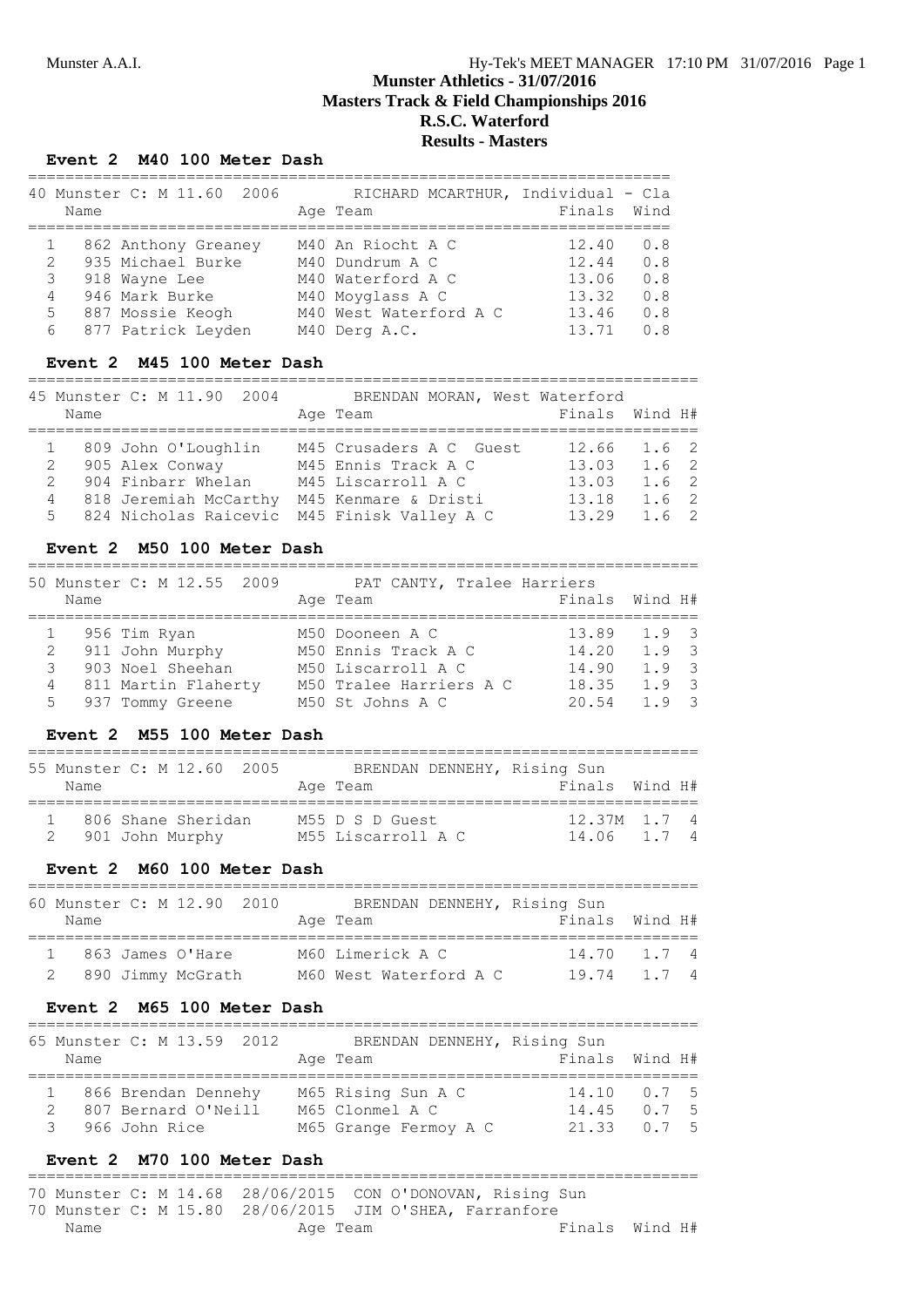# Munster Athletics - 31/07/2016
## Masters Track & Field Championships 2016
## R.S.C. Waterford
## Results - Masters

### Event 2 M40 100 Meter Dash

40 Munster C: M 11.60 2006 RICHARD MCARTHUR, Individual - Cla

| | Name | Age | Team | Finals | Wind |
|---|---|---|---|---|---|
| 1 | 862 Anthony Greaney | M40 | An Riocht A C | 12.40 | 0.8 |
| 2 | 935 Michael Burke | M40 | Dundrum A C | 12.44 | 0.8 |
| 3 | 918 Wayne Lee | M40 | Waterford A C | 13.06 | 0.8 |
| 4 | 946 Mark Burke | M40 | Moyglass A C | 13.32 | 0.8 |
| 5 | 887 Mossie Keogh | M40 | West Waterford A C | 13.46 | 0.8 |
| 6 | 877 Patrick Leyden | M40 | Derg A.C. | 13.71 | 0.8 |

### Event 2 M45 100 Meter Dash

45 Munster C: M 11.90 2004 BRENDAN MORAN, West Waterford

| | Name | Age | Team | Finals | Wind | H# |
|---|---|---|---|---|---|---|
| 1 | 809 John O'Loughlin | M45 | Crusaders A C Guest | 12.66 | 1.6 | 2 |
| 2 | 905 Alex Conway | M45 | Ennis Track A C | 13.03 | 1.6 | 2 |
| 2 | 904 Finbarr Whelan | M45 | Liscarroll A C | 13.03 | 1.6 | 2 |
| 4 | 818 Jeremiah McCarthy | M45 | Kenmare & Dristi | 13.18 | 1.6 | 2 |
| 5 | 824 Nicholas Raicevic | M45 | Finisk Valley A C | 13.29 | 1.6 | 2 |

### Event 2 M50 100 Meter Dash

50 Munster C: M 12.55 2009 PAT CANTY, Tralee Harriers

| | Name | Age | Team | Finals | Wind | H# |
|---|---|---|---|---|---|---|
| 1 | 956 Tim Ryan | M50 | Dooneen A C | 13.89 | 1.9 | 3 |
| 2 | 911 John Murphy | M50 | Ennis Track A C | 14.20 | 1.9 | 3 |
| 3 | 903 Noel Sheehan | M50 | Liscarroll A C | 14.90 | 1.9 | 3 |
| 4 | 811 Martin Flaherty | M50 | Tralee Harriers A C | 18.35 | 1.9 | 3 |
| 5 | 937 Tommy Greene | M50 | St Johns A C | 20.54 | 1.9 | 3 |

### Event 2 M55 100 Meter Dash

55 Munster C: M 12.60 2005 BRENDAN DENNEHY, Rising Sun

| | Name | Age | Team | Finals | Wind | H# |
|---|---|---|---|---|---|---|
| 1 | 806 Shane Sheridan | M55 | D S D Guest | 12.37M | 1.7 | 4 |
| 2 | 901 John Murphy | M55 | Liscarroll A C | 14.06 | 1.7 | 4 |

### Event 2 M60 100 Meter Dash

60 Munster C: M 12.90 2010 BRENDAN DENNEHY, Rising Sun

| | Name | Age | Team | Finals | Wind | H# |
|---|---|---|---|---|---|---|
| 1 | 863 James O'Hare | M60 | Limerick A C | 14.70 | 1.7 | 4 |
| 2 | 890 Jimmy McGrath | M60 | West Waterford A C | 19.74 | 1.7 | 4 |

### Event 2 M65 100 Meter Dash

65 Munster C: M 13.59 2012 BRENDAN DENNEHY, Rising Sun

| | Name | Age | Team | Finals | Wind | H# |
|---|---|---|---|---|---|---|
| 1 | 866 Brendan Dennehy | M65 | Rising Sun A C | 14.10 | 0.7 | 5 |
| 2 | 807 Bernard O'Neill | M65 | Clonmel A C | 14.45 | 0.7 | 5 |
| 3 | 966 John Rice | M65 | Grange Fermoy A C | 21.33 | 0.7 | 5 |

### Event 2 M70 100 Meter Dash

70 Munster C: M 14.68 28/06/2015 CON O'DONOVAN, Rising Sun
70 Munster C: M 15.80 28/06/2015 JIM O'SHEA, Farranfore

| Name | Age | Team | Finals | Wind | H# |
|---|---|---|---|---|---|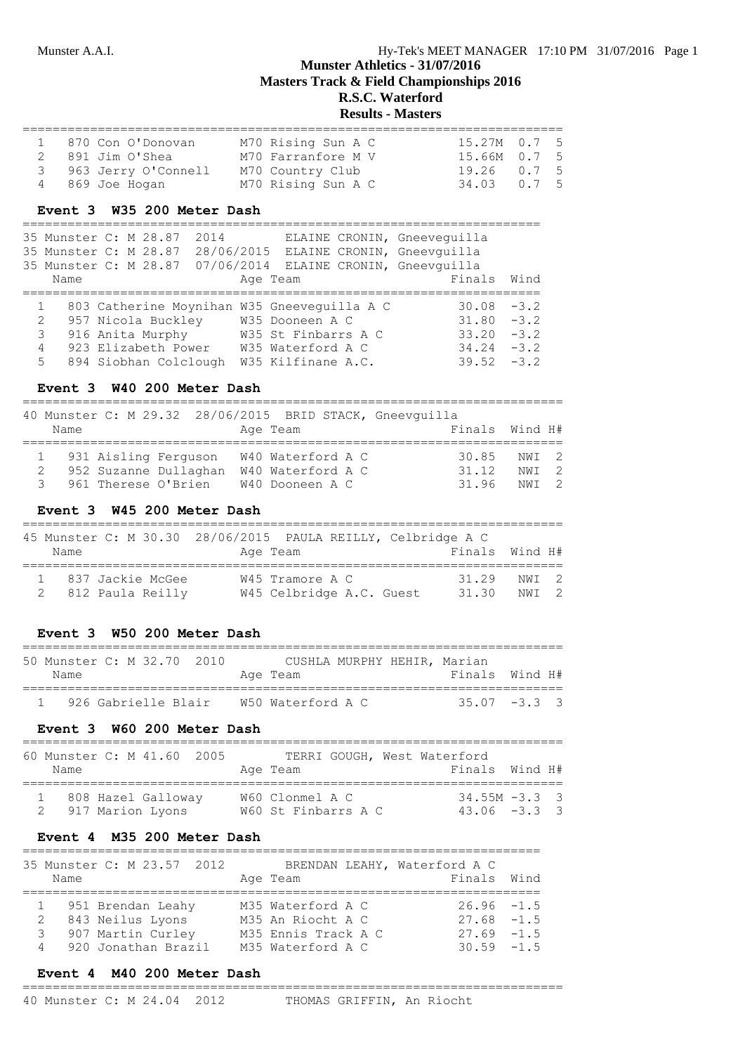**Munster Athletics - 31/07/2016**
**Masters Track & Field Championships 2016**
**R.S.C. Waterford**
**Results - Masters**

| | Name | Age Team | Finals | Wind | H# |
|---|---|---|---|---|---|
| 1 | 870 Con O'Donovan | M70 Rising Sun A C | 15.27M | 0.7 | 5 |
| 2 | 891 Jim O'Shea | M70 Farranfore M V | 15.66M | 0.7 | 5 |
| 3 | 963 Jerry O'Connell | M70 Country Club | 19.26 | 0.7 | 5 |
| 4 | 869 Joe Hogan | M70 Rising Sun A C | 34.03 | 0.7 | 5 |

### Event 3 W35 200 Meter Dash

35 Munster C: M 28.87 2014 ELAINE CRONIN, Gneeveguilla
35 Munster C: M 28.87 28/06/2015 ELAINE CRONIN, Gneevguilla
35 Munster C: M 28.87 07/06/2014 ELAINE CRONIN, Gneevguilla

| | Name | Age Team | Finals | Wind |
|---|---|---|---|---|
| 1 | 803 Catherine Moynihan | W35 Gneeveguilla A C | 30.08 | -3.2 |
| 2 | 957 Nicola Buckley | W35 Dooneen A C | 31.80 | -3.2 |
| 3 | 916 Anita Murphy | W35 St Finbarrs A C | 33.20 | -3.2 |
| 4 | 923 Elizabeth Power | W35 Waterford A C | 34.24 | -3.2 |
| 5 | 894 Siobhan Colclough | W35 Kilfinane A.C. | 39.52 | -3.2 |

### Event 3 W40 200 Meter Dash

40 Munster C: M 29.32 28/06/2015 BRID STACK, Gneevguilla

| | Name | Age Team | Finals | Wind | H# |
|---|---|---|---|---|---|
| 1 | 931 Aisling Ferguson | W40 Waterford A C | 30.85 | NWI | 2 |
| 2 | 952 Suzanne Dullaghan | W40 Waterford A C | 31.12 | NWI | 2 |
| 3 | 961 Therese O'Brien | W40 Dooneen A C | 31.96 | NWI | 2 |

### Event 3 W45 200 Meter Dash

45 Munster C: M 30.30 28/06/2015 PAULA REILLY, Celbridge A C

| | Name | Age Team | Finals | Wind | H# |
|---|---|---|---|---|---|
| 1 | 837 Jackie McGee | W45 Tramore A C | 31.29 | NWI | 2 |
| 2 | 812 Paula Reilly | W45 Celbridge A.C. Guest | 31.30 | NWI | 2 |

### Event 3 W50 200 Meter Dash

50 Munster C: M 32.70 2010 CUSHLA MURPHY HEHIR, Marian

| | Name | Age Team | Finals | Wind | H# |
|---|---|---|---|---|---|
| 1 | 926 Gabrielle Blair | W50 Waterford A C | 35.07 | -3.3 | 3 |

### Event 3 W60 200 Meter Dash

60 Munster C: M 41.60 2005 TERRI GOUGH, West Waterford

| | Name | Age Team | Finals | Wind | H# |
|---|---|---|---|---|---|
| 1 | 808 Hazel Galloway | W60 Clonmel A C | 34.55M | -3.3 | 3 |
| 2 | 917 Marion Lyons | W60 St Finbarrs A C | 43.06 | -3.3 | 3 |

### Event 4 M35 200 Meter Dash

35 Munster C: M 23.57 2012 BRENDAN LEAHY, Waterford A C

| | Name | Age Team | Finals | Wind |
|---|---|---|---|---|
| 1 | 951 Brendan Leahy | M35 Waterford A C | 26.96 | -1.5 |
| 2 | 843 Neilus Lyons | M35 An Riocht A C | 27.68 | -1.5 |
| 3 | 907 Martin Curley | M35 Ennis Track A C | 27.69 | -1.5 |
| 4 | 920 Jonathan Brazil | M35 Waterford A C | 30.59 | -1.5 |

### Event 4 M40 200 Meter Dash

40 Munster C: M 24.04 2012 THOMAS GRIFFIN, An Riocht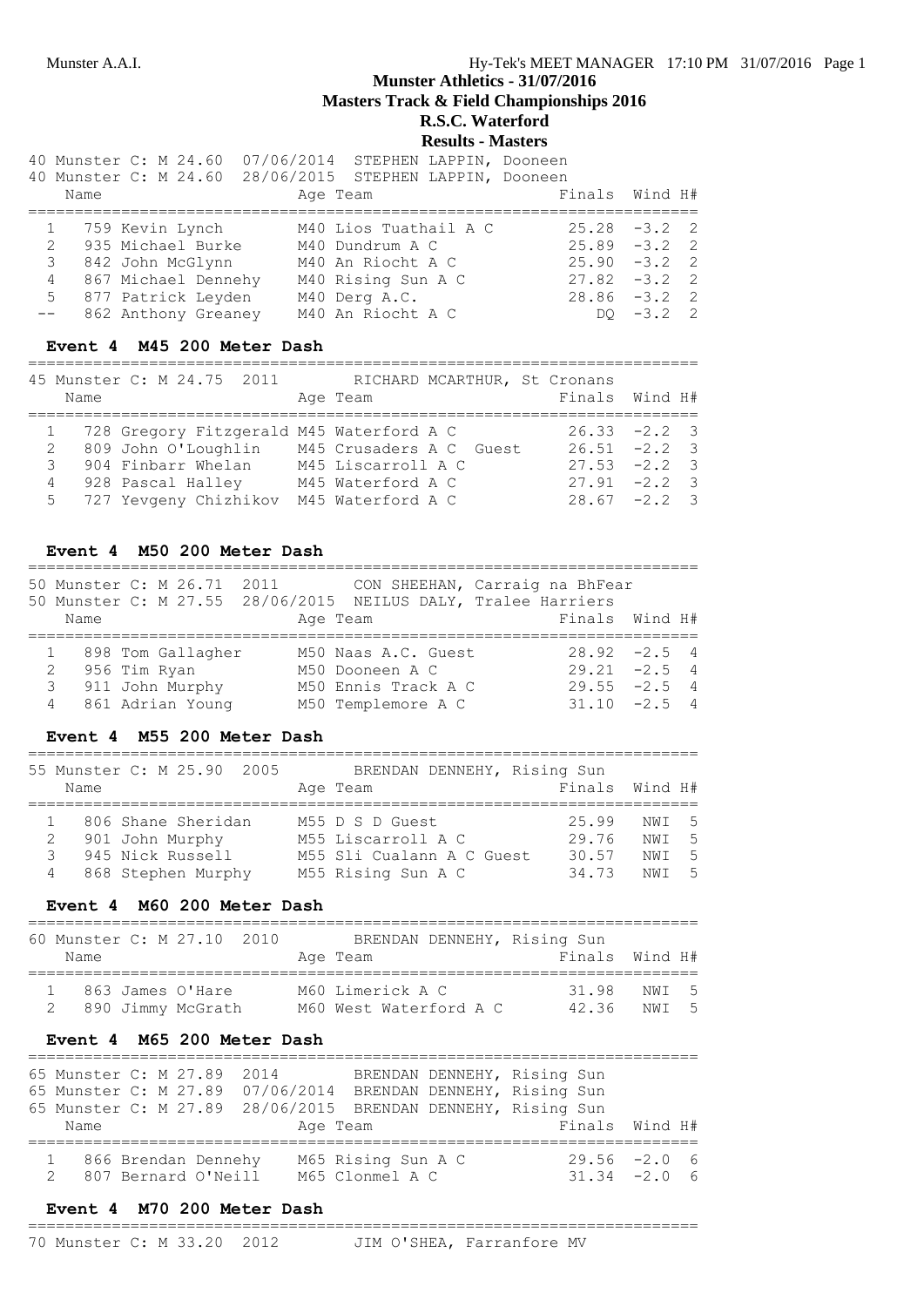# Munster Athletics - 31/07/2016

## Masters Track & Field Championships 2016

## R.S.C. Waterford

## Results - Masters

40 Munster C: M 24.60 07/06/2014 STEPHEN LAPPIN, Dooneen
40 Munster C: M 24.60 28/06/2015 STEPHEN LAPPIN, Dooneen

| | Name | Age | Team | Finals | Wind | H# |
|---|---|---|---|---|---|---|
| 1 | 759 Kevin Lynch | M40 | Lios Tuathail A C | 25.28 | -3.2 | 2 |
| 2 | 935 Michael Burke | M40 | Dundrum A C | 25.89 | -3.2 | 2 |
| 3 | 842 John McGlynn | M40 | An Riocht A C | 25.90 | -3.2 | 2 |
| 4 | 867 Michael Dennehy | M40 | Rising Sun A C | 27.82 | -3.2 | 2 |
| 5 | 877 Patrick Leyden | M40 | Derg A.C. | 28.86 | -3.2 | 2 |
| -- | 862 Anthony Greaney | M40 | An Riocht A C | DQ | -3.2 | 2 |

### Event 4 M45 200 Meter Dash

45 Munster C: M 24.75 2011 RICHARD MCARTHUR, St Cronans

| | Name | Age | Team | Finals | Wind | H# |
|---|---|---|---|---|---|---|
| 1 | 728 Gregory Fitzgerald | M45 | Waterford A C | 26.33 | -2.2 | 3 |
| 2 | 809 John O'Loughlin | M45 | Crusaders A C Guest | 26.51 | -2.2 | 3 |
| 3 | 904 Finbarr Whelan | M45 | Liscarroll A C | 27.53 | -2.2 | 3 |
| 4 | 928 Pascal Halley | M45 | Waterford A C | 27.91 | -2.2 | 3 |
| 5 | 727 Yevgeny Chizhikov | M45 | Waterford A C | 28.67 | -2.2 | 3 |

### Event 4 M50 200 Meter Dash

50 Munster C: M 26.71 2011 CON SHEEHAN, Carraig na BhFear
50 Munster C: M 27.55 28/06/2015 NEILUS DALY, Tralee Harriers

| | Name | Age | Team | Finals | Wind | H# |
|---|---|---|---|---|---|---|
| 1 | 898 Tom Gallagher | M50 | Naas A.C. Guest | 28.92 | -2.5 | 4 |
| 2 | 956 Tim Ryan | M50 | Dooneen A C | 29.21 | -2.5 | 4 |
| 3 | 911 John Murphy | M50 | Ennis Track A C | 29.55 | -2.5 | 4 |
| 4 | 861 Adrian Young | M50 | Templemore A C | 31.10 | -2.5 | 4 |

### Event 4 M55 200 Meter Dash

55 Munster C: M 25.90 2005 BRENDAN DENNEHY, Rising Sun

| | Name | Age | Team | Finals | Wind | H# |
|---|---|---|---|---|---|---|
| 1 | 806 Shane Sheridan | M55 | D S D Guest | 25.99 | NWI | 5 |
| 2 | 901 John Murphy | M55 | Liscarroll A C | 29.76 | NWI | 5 |
| 3 | 945 Nick Russell | M55 | Sli Cualann A C Guest | 30.57 | NWI | 5 |
| 4 | 868 Stephen Murphy | M55 | Rising Sun A C | 34.73 | NWI | 5 |

### Event 4 M60 200 Meter Dash

60 Munster C: M 27.10 2010 BRENDAN DENNEHY, Rising Sun

| | Name | Age | Team | Finals | Wind | H# |
|---|---|---|---|---|---|---|
| 1 | 863 James O'Hare | M60 | Limerick A C | 31.98 | NWI | 5 |
| 2 | 890 Jimmy McGrath | M60 | West Waterford A C | 42.36 | NWI | 5 |

### Event 4 M65 200 Meter Dash

65 Munster C: M 27.89 2014 BRENDAN DENNEHY, Rising Sun
65 Munster C: M 27.89 07/06/2014 BRENDAN DENNEHY, Rising Sun
65 Munster C: M 27.89 28/06/2015 BRENDAN DENNEHY, Rising Sun

| | Name | Age | Team | Finals | Wind | H# |
|---|---|---|---|---|---|---|
| 1 | 866 Brendan Dennehy | M65 | Rising Sun A C | 29.56 | -2.0 | 6 |
| 2 | 807 Bernard O'Neill | M65 | Clonmel A C | 31.34 | -2.0 | 6 |

### Event 4 M70 200 Meter Dash

70 Munster C: M 33.20 2012 JIM O'SHEA, Farranfore MV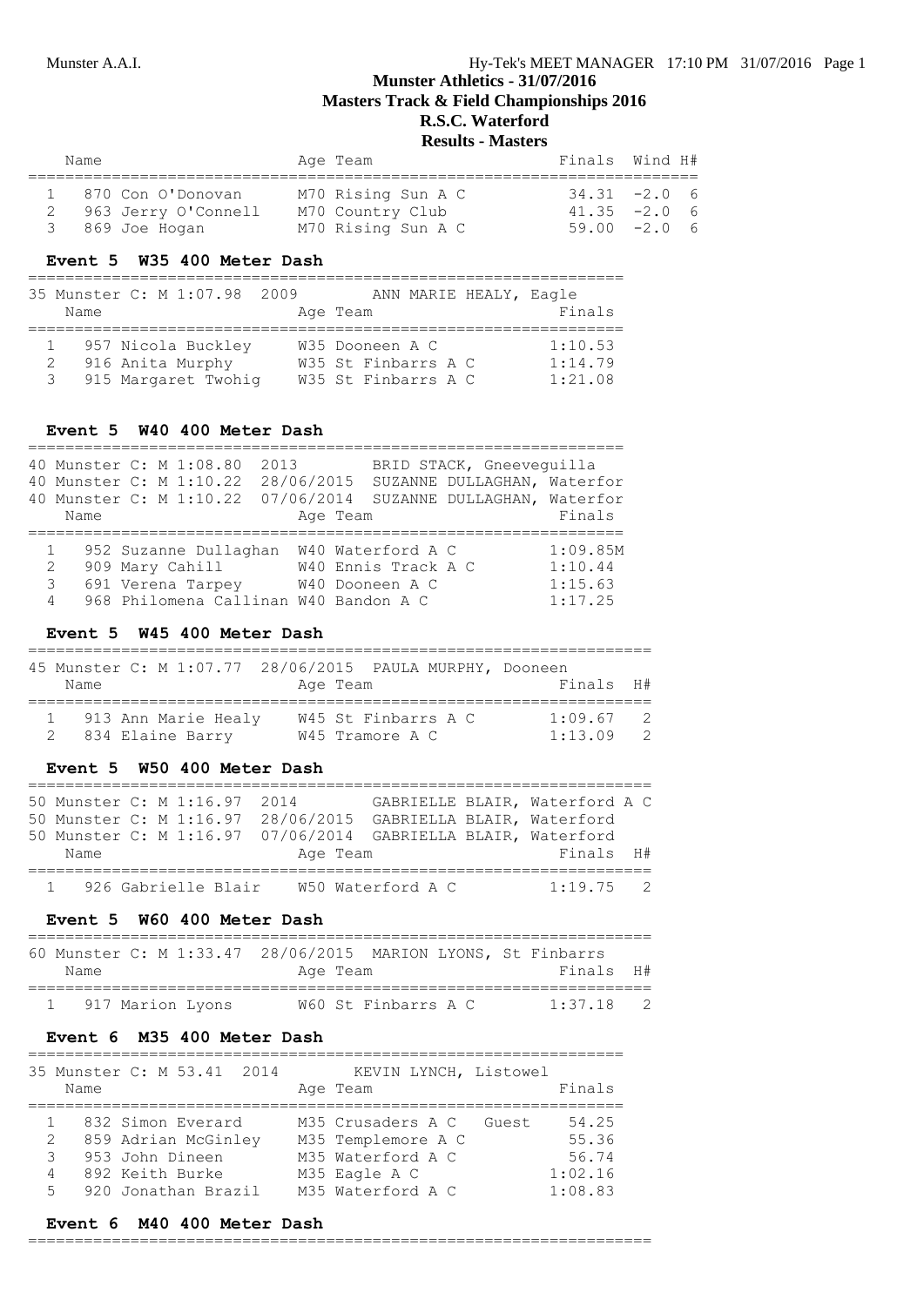## Munster Athletics - 31/07/2016
## Masters Track & Field Championships 2016
## R.S.C. Waterford
## Results - Masters

| | Name | Age | Team | Finals | Wind | H# |
|---|---|---|---|---|---|---|
| 1 | 870 Con O'Donovan | M70 | Rising Sun A C | 34.31 | -2.0 | 6 |
| 2 | 963 Jerry O'Connell | M70 | Country Club | 41.35 | -2.0 | 6 |
| 3 | 869 Joe Hogan | M70 | Rising Sun A C | 59.00 | -2.0 | 6 |

### Event 5 W35 400 Meter Dash

35 Munster C: M 1:07.98 2009 ANN MARIE HEALY, Eagle

| | Name | Age | Team | Finals |
|---|---|---|---|---|
| 1 | 957 Nicola Buckley | W35 | Dooneen A C | 1:10.53 |
| 2 | 916 Anita Murphy | W35 | St Finbarrs A C | 1:14.79 |
| 3 | 915 Margaret Twohig | W35 | St Finbarrs A C | 1:21.08 |

### Event 5 W40 400 Meter Dash

40 Munster C: M 1:08.80 2013 BRID STACK, Gneeveguilla
40 Munster C: M 1:10.22 28/06/2015 SUZANNE DULLAGHAN, Waterfor
40 Munster C: M 1:10.22 07/06/2014 SUZANNE DULLAGHAN, Waterfor

| | Name | Age | Team | Finals |
|---|---|---|---|---|
| 1 | 952 Suzanne Dullaghan | W40 | Waterford A C | 1:09.85M |
| 2 | 909 Mary Cahill | W40 | Ennis Track A C | 1:10.44 |
| 3 | 691 Verena Tarpey | W40 | Dooneen A C | 1:15.63 |
| 4 | 968 Philomena Callinan | W40 | Bandon A C | 1:17.25 |

### Event 5 W45 400 Meter Dash

45 Munster C: M 1:07.77 28/06/2015 PAULA MURPHY, Dooneen

| | Name | Age | Team | Finals | H# |
|---|---|---|---|---|---|
| 1 | 913 Ann Marie Healy | W45 | St Finbarrs A C | 1:09.67 | 2 |
| 2 | 834 Elaine Barry | W45 | Tramore A C | 1:13.09 | 2 |

### Event 5 W50 400 Meter Dash

50 Munster C: M 1:16.97 2014 GABRIELLE BLAIR, Waterford A C
50 Munster C: M 1:16.97 28/06/2015 GABRIELLA BLAIR, Waterford
50 Munster C: M 1:16.97 07/06/2014 GABRIELLA BLAIR, Waterford

| | Name | Age | Team | Finals | H# |
|---|---|---|---|---|---|
| 1 | 926 Gabrielle Blair | W50 | Waterford A C | 1:19.75 | 2 |

### Event 5 W60 400 Meter Dash

60 Munster C: M 1:33.47 28/06/2015 MARION LYONS, St Finbarrs

| | Name | Age | Team | Finals | H# |
|---|---|---|---|---|---|
| 1 | 917 Marion Lyons | W60 | St Finbarrs A C | 1:37.18 | 2 |

### Event 6 M35 400 Meter Dash

35 Munster C: M 53.41 2014 KEVIN LYNCH, Listowel

| | Name | Age | Team | | Finals |
|---|---|---|---|---|---|
| 1 | 832 Simon Everard | M35 | Crusaders A C | Guest | 54.25 |
| 2 | 859 Adrian McGinley | M35 | Templemore A C | | 55.36 |
| 3 | 953 John Dineen | M35 | Waterford A C | | 56.74 |
| 4 | 892 Keith Burke | M35 | Eagle A C | | 1:02.16 |
| 5 | 920 Jonathan Brazil | M35 | Waterford A C | | 1:08.83 |

### Event 6 M40 400 Meter Dash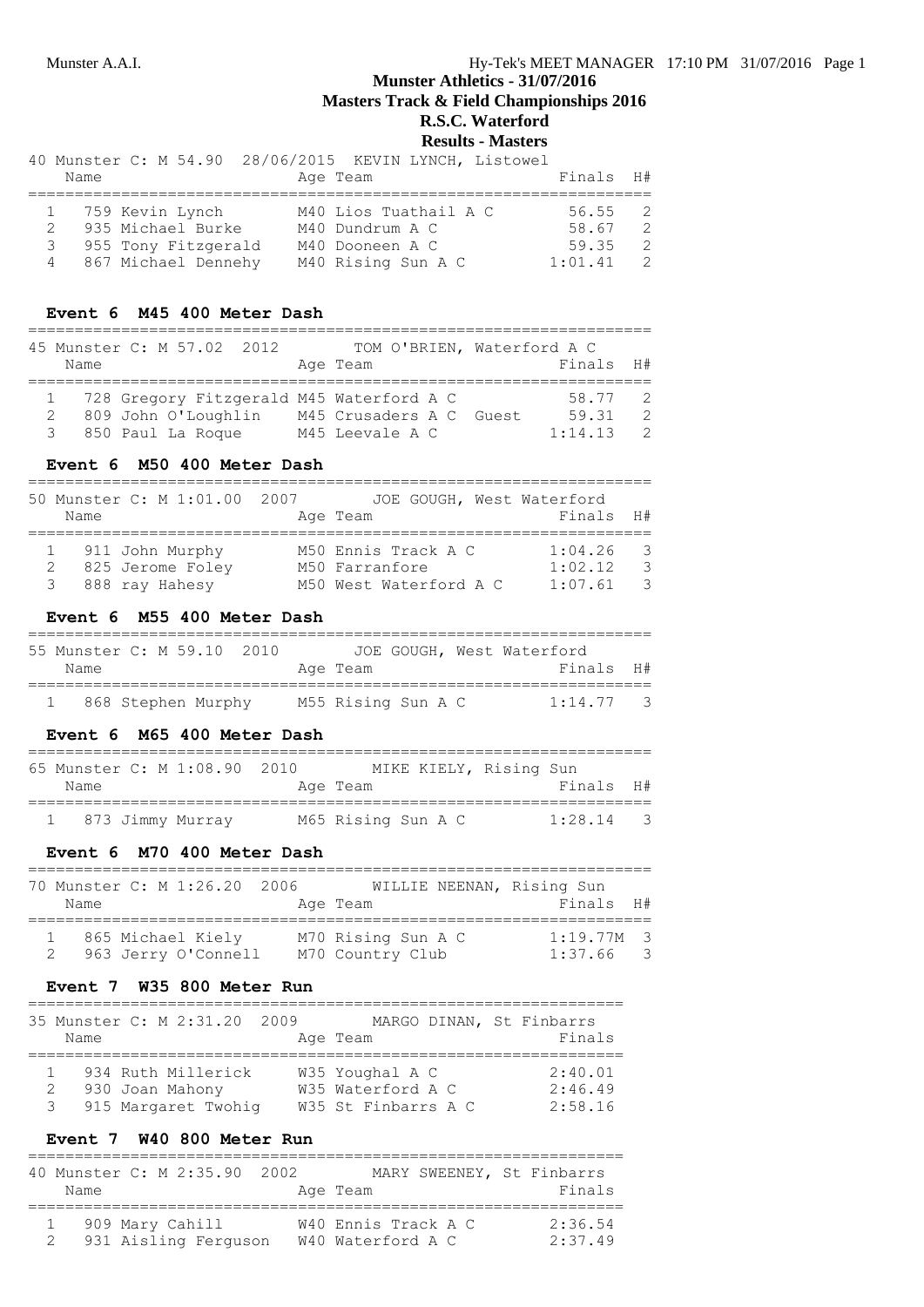**Munster Athletics - 31/07/2016**
**Masters Track & Field Championships 2016**
**R.S.C. Waterford**
**Results - Masters**

40 Munster C: M 54.90 28/06/2015 KEVIN LYNCH, Listowel

| | Name | Age | Team | Finals | H# |
|---|---|---|---|---|---|
| 1 | 759 Kevin Lynch | M40 | Lios Tuathail A C | 56.55 | 2 |
| 2 | 935 Michael Burke | M40 | Dundrum A C | 58.67 | 2 |
| 3 | 955 Tony Fitzgerald | M40 | Dooneen A C | 59.35 | 2 |
| 4 | 867 Michael Dennehy | M40 | Rising Sun A C | 1:01.41 | 2 |

### Event 6 M45 400 Meter Dash

45 Munster C: M 57.02 2012 TOM O'BRIEN, Waterford A C

| | Name | Age | Team | Finals | H# |
|---|---|---|---|---|---|
| 1 | 728 Gregory Fitzgerald | M45 | Waterford A C | 58.77 | 2 |
| 2 | 809 John O'Loughlin | M45 | Crusaders A C Guest | 59.31 | 2 |
| 3 | 850 Paul La Roque | M45 | Leevale A C | 1:14.13 | 2 |

### Event 6 M50 400 Meter Dash

50 Munster C: M 1:01.00 2007 JOE GOUGH, West Waterford

| | Name | Age | Team | Finals | H# |
|---|---|---|---|---|---|
| 1 | 911 John Murphy | M50 | Ennis Track A C | 1:04.26 | 3 |
| 2 | 825 Jerome Foley | M50 | Farranfore | 1:02.12 | 3 |
| 3 | 888 ray Hahesy | M50 | West Waterford A C | 1:07.61 | 3 |

### Event 6 M55 400 Meter Dash

55 Munster C: M 59.10 2010 JOE GOUGH, West Waterford

| | Name | Age | Team | Finals | H# |
|---|---|---|---|---|---|
| 1 | 868 Stephen Murphy | M55 | Rising Sun A C | 1:14.77 | 3 |

### Event 6 M65 400 Meter Dash

65 Munster C: M 1:08.90 2010 MIKE KIELY, Rising Sun

| | Name | Age | Team | Finals | H# |
|---|---|---|---|---|---|
| 1 | 873 Jimmy Murray | M65 | Rising Sun A C | 1:28.14 | 3 |

### Event 6 M70 400 Meter Dash

70 Munster C: M 1:26.20 2006 WILLIE NEENAN, Rising Sun

| | Name | Age | Team | Finals | H# |
|---|---|---|---|---|---|
| 1 | 865 Michael Kiely | M70 | Rising Sun A C | 1:19.77M | 3 |
| 2 | 963 Jerry O'Connell | M70 | Country Club | 1:37.66 | 3 |

### Event 7 W35 800 Meter Run

35 Munster C: M 2:31.20 2009 MARGO DINAN, St Finbarrs

| | Name | Age | Team | Finals |
|---|---|---|---|---|
| 1 | 934 Ruth Millerick | W35 | Youghal A C | 2:40.01 |
| 2 | 930 Joan Mahony | W35 | Waterford A C | 2:46.49 |
| 3 | 915 Margaret Twohig | W35 | St Finbarrs A C | 2:58.16 |

### Event 7 W40 800 Meter Run

40 Munster C: M 2:35.90 2002 MARY SWEENEY, St Finbarrs

| | Name | Age | Team | Finals |
|---|---|---|---|---|
| 1 | 909 Mary Cahill | W40 | Ennis Track A C | 2:36.54 |
| 2 | 931 Aisling Ferguson | W40 | Waterford A C | 2:37.49 |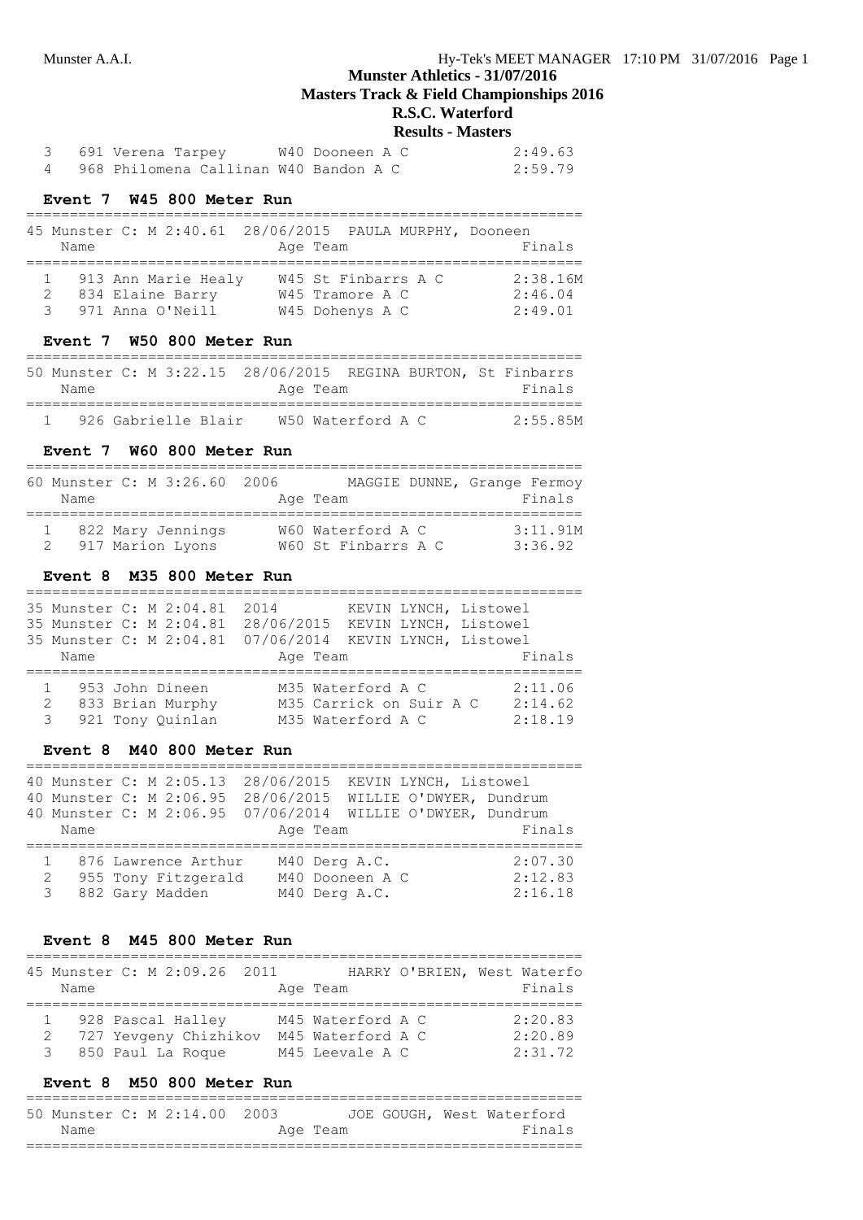| | | | | |
|---|---|---|---|---|
| 3 | 691 Verena Tarpey | W40 | Dooneen A C | 2:49.63 |
| 4 | 968 Philomena Callinan | W40 | Bandon A C | 2:59.79 |

### Event 7 W45 800 Meter Run

45 Munster C: M 2:40.61 28/06/2015 PAULA MURPHY, Dooneen

| | Name | Age | Team | Finals |
|---|---|---|---|---|
| 1 | 913 Ann Marie Healy | W45 | St Finbarrs A C | 2:38.16M |
| 2 | 834 Elaine Barry | W45 | Tramore A C | 2:46.04 |
| 3 | 971 Anna O'Neill | W45 | Dohenys A C | 2:49.01 |

### Event 7 W50 800 Meter Run

50 Munster C: M 3:22.15 28/06/2015 REGINA BURTON, St Finbarrs

| | Name | Age | Team | Finals |
|---|---|---|---|---|
| 1 | 926 Gabrielle Blair | W50 | Waterford A C | 2:55.85M |

### Event 7 W60 800 Meter Run

60 Munster C: M 3:26.60 2006 MAGGIE DUNNE, Grange Fermoy

| | Name | Age | Team | Finals |
|---|---|---|---|---|
| 1 | 822 Mary Jennings | W60 | Waterford A C | 3:11.91M |
| 2 | 917 Marion Lyons | W60 | St Finbarrs A C | 3:36.92 |

### Event 8 M35 800 Meter Run

35 Munster C: M 2:04.81 2014 KEVIN LYNCH, Listowel
35 Munster C: M 2:04.81 28/06/2015 KEVIN LYNCH, Listowel
35 Munster C: M 2:04.81 07/06/2014 KEVIN LYNCH, Listowel

| | Name | Age | Team | Finals |
|---|---|---|---|---|
| 1 | 953 John Dineen | M35 | Waterford A C | 2:11.06 |
| 2 | 833 Brian Murphy | M35 | Carrick on Suir A C | 2:14.62 |
| 3 | 921 Tony Quinlan | M35 | Waterford A C | 2:18.19 |

### Event 8 M40 800 Meter Run

40 Munster C: M 2:05.13 28/06/2015 KEVIN LYNCH, Listowel
40 Munster C: M 2:06.95 28/06/2015 WILLIE O'DWYER, Dundrum
40 Munster C: M 2:06.95 07/06/2014 WILLIE O'DWYER, Dundrum

| | Name | Age | Team | Finals |
|---|---|---|---|---|
| 1 | 876 Lawrence Arthur | M40 | Derg A.C. | 2:07.30 |
| 2 | 955 Tony Fitzgerald | M40 | Dooneen A C | 2:12.83 |
| 3 | 882 Gary Madden | M40 | Derg A.C. | 2:16.18 |

### Event 8 M45 800 Meter Run

45 Munster C: M 2:09.26 2011 HARRY O'BRIEN, West Waterfo

| | Name | Age | Team | Finals |
|---|---|---|---|---|
| 1 | 928 Pascal Halley | M45 | Waterford A C | 2:20.83 |
| 2 | 727 Yevgeny Chizhikov | M45 | Waterford A C | 2:20.89 |
| 3 | 850 Paul La Roque | M45 | Leevale A C | 2:31.72 |

### Event 8 M50 800 Meter Run

50 Munster C: M 2:14.00 2003 JOE GOUGH, West Waterford

| | Name | Age | Team | Finals |
|---|---|---|---|---|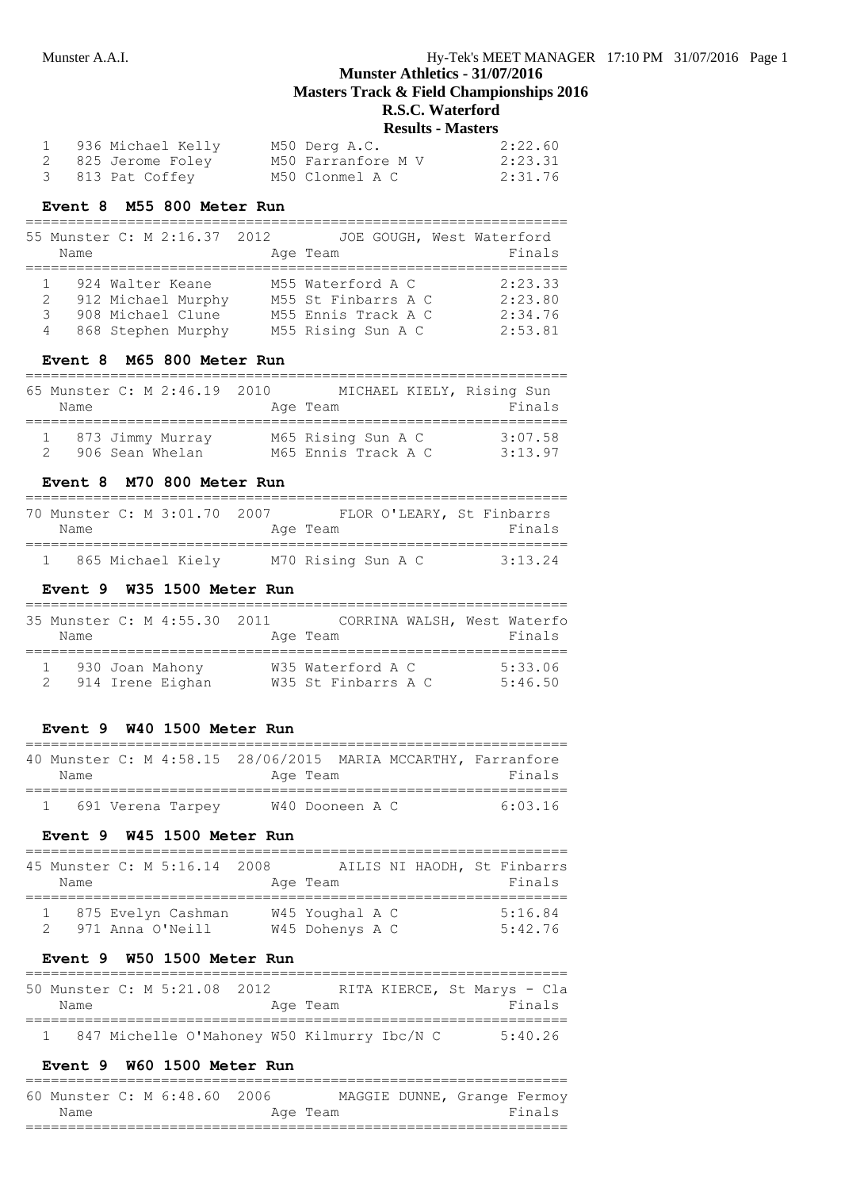Munster Athletics - 31/07/2016
Masters Track & Field Championships 2016
R.S.C. Waterford
Results - Masters

| | Name | Age Team | Finals |
|---|---|---|---|
| 1 | 936 Michael Kelly | M50 Derg A.C. | 2:22.60 |
| 2 | 825 Jerome Foley | M50 Farranfore M V | 2:23.31 |
| 3 | 813 Pat Coffey | M50 Clonmel A C | 2:31.76 |

## Event 8 M55 800 Meter Run

55 Munster C: M 2:16.37 2012 JOE GOUGH, West Waterford

| | Name | Age Team | Finals |
|---|---|---|---|
| 1 | 924 Walter Keane | M55 Waterford A C | 2:23.33 |
| 2 | 912 Michael Murphy | M55 St Finbarrs A C | 2:23.80 |
| 3 | 908 Michael Clune | M55 Ennis Track A C | 2:34.76 |
| 4 | 868 Stephen Murphy | M55 Rising Sun A C | 2:53.81 |

## Event 8 M65 800 Meter Run

65 Munster C: M 2:46.19 2010 MICHAEL KIELY, Rising Sun

| | Name | Age Team | Finals |
|---|---|---|---|
| 1 | 873 Jimmy Murray | M65 Rising Sun A C | 3:07.58 |
| 2 | 906 Sean Whelan | M65 Ennis Track A C | 3:13.97 |

## Event 8 M70 800 Meter Run

70 Munster C: M 3:01.70 2007 FLOR O'LEARY, St Finbarrs

| | Name | Age Team | Finals |
|---|---|---|---|
| 1 | 865 Michael Kiely | M70 Rising Sun A C | 3:13.24 |

## Event 9 W35 1500 Meter Run

35 Munster C: M 4:55.30 2011 CORRINA WALSH, West Waterfo

| | Name | Age Team | Finals |
|---|---|---|---|
| 1 | 930 Joan Mahony | W35 Waterford A C | 5:33.06 |
| 2 | 914 Irene Eighan | W35 St Finbarrs A C | 5:46.50 |

## Event 9 W40 1500 Meter Run

40 Munster C: M 4:58.15 28/06/2015 MARIA MCCARTHY, Farranfore

| | Name | Age Team | Finals |
|---|---|---|---|
| 1 | 691 Verena Tarpey | W40 Dooneen A C | 6:03.16 |

## Event 9 W45 1500 Meter Run

45 Munster C: M 5:16.14 2008 AILIS NI HAODH, St Finbarrs

| | Name | Age Team | Finals |
|---|---|---|---|
| 1 | 875 Evelyn Cashman | W45 Youghal A C | 5:16.84 |
| 2 | 971 Anna O'Neill | W45 Dohenys A C | 5:42.76 |

## Event 9 W50 1500 Meter Run

50 Munster C: M 5:21.08 2012 RITA KIERCE, St Marys - Cla

| | Name | Age Team | Finals |
|---|---|---|---|
| 1 | 847 Michelle O'Mahoney | W50 Kilmurry Ibc/N C | 5:40.26 |

## Event 9 W60 1500 Meter Run

60 Munster C: M 6:48.60 2006 MAGGIE DUNNE, Grange Fermoy

| | Name | Age Team | Finals |
|---|---|---|---|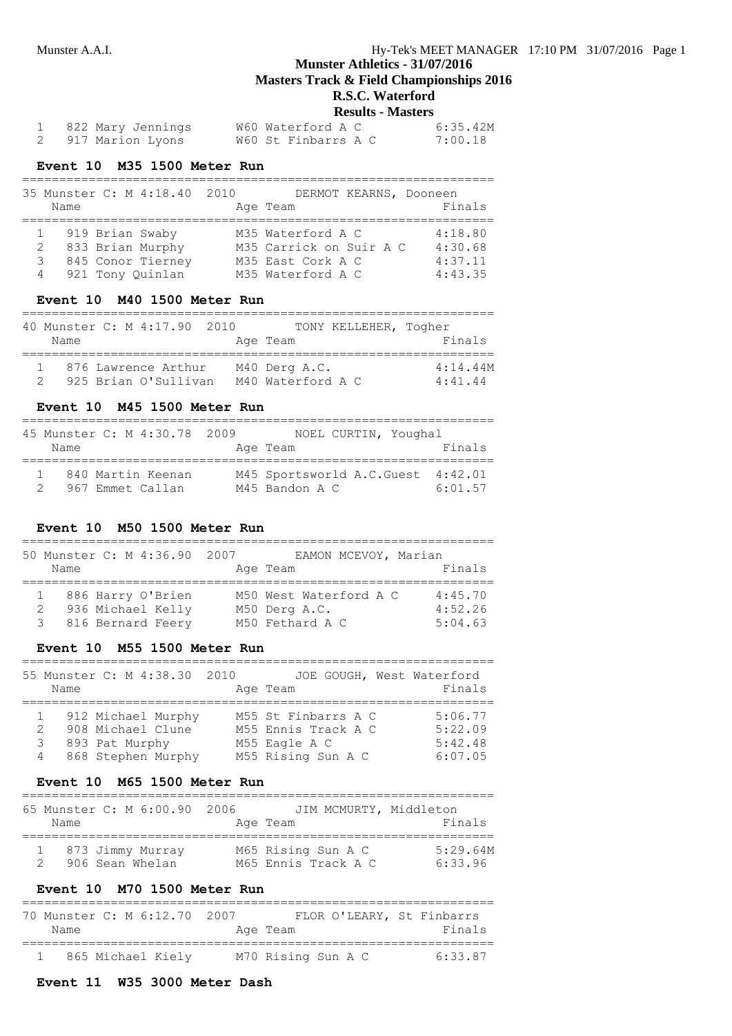| Place | Name | Age | Team | Finals |
|---|---|---|---|---|
| 1 | 822 Mary Jennings | W60 | Waterford A C | 6:35.42M |
| 2 | 917 Marion Lyons | W60 | St Finbarrs A C | 7:00.18 |

### Event 10 M35 1500 Meter Run

35 Munster C: M 4:18.40 2010 DERMOT KEARNS, Dooneen

| Place | Name | Age | Team | Finals |
|---|---|---|---|---|
| 1 | 919 Brian Swaby | M35 | Waterford A C | 4:18.80 |
| 2 | 833 Brian Murphy | M35 | Carrick on Suir A C | 4:30.68 |
| 3 | 845 Conor Tierney | M35 | East Cork A C | 4:37.11 |
| 4 | 921 Tony Quinlan | M35 | Waterford A C | 4:43.35 |

### Event 10 M40 1500 Meter Run

40 Munster C: M 4:17.90 2010 TONY KELLEHER, Togher

| Place | Name | Age | Team | Finals |
|---|---|---|---|---|
| 1 | 876 Lawrence Arthur | M40 | Derg A.C. | 4:14.44M |
| 2 | 925 Brian O'Sullivan | M40 | Waterford A C | 4:41.44 |

### Event 10 M45 1500 Meter Run

45 Munster C: M 4:30.78 2009 NOEL CURTIN, Youghal

| Place | Name | Age | Team | Finals |
|---|---|---|---|---|
| 1 | 840 Martin Keenan | M45 | Sportsworld A.C.Guest | 4:42.01 |
| 2 | 967 Emmet Callan | M45 | Bandon A C | 6:01.57 |

### Event 10 M50 1500 Meter Run

50 Munster C: M 4:36.90 2007 EAMON MCEVOY, Marian

| Place | Name | Age | Team | Finals |
|---|---|---|---|---|
| 1 | 886 Harry O'Brien | M50 | West Waterford A C | 4:45.70 |
| 2 | 936 Michael Kelly | M50 | Derg A.C. | 4:52.26 |
| 3 | 816 Bernard Feery | M50 | Fethard A C | 5:04.63 |

### Event 10 M55 1500 Meter Run

55 Munster C: M 4:38.30 2010 JOE GOUGH, West Waterford

| Place | Name | Age | Team | Finals |
|---|---|---|---|---|
| 1 | 912 Michael Murphy | M55 | St Finbarrs A C | 5:06.77 |
| 2 | 908 Michael Clune | M55 | Ennis Track A C | 5:22.09 |
| 3 | 893 Pat Murphy | M55 | Eagle A C | 5:42.48 |
| 4 | 868 Stephen Murphy | M55 | Rising Sun A C | 6:07.05 |

### Event 10 M65 1500 Meter Run

65 Munster C: M 6:00.90 2006 JIM MCMURTY, Middleton

| Place | Name | Age | Team | Finals |
|---|---|---|---|---|
| 1 | 873 Jimmy Murray | M65 | Rising Sun A C | 5:29.64M |
| 2 | 906 Sean Whelan | M65 | Ennis Track A C | 6:33.96 |

### Event 10 M70 1500 Meter Run

70 Munster C: M 6:12.70 2007 FLOR O'LEARY, St Finbarrs

| Place | Name | Age | Team | Finals |
|---|---|---|---|---|
| 1 | 865 Michael Kiely | M70 | Rising Sun A C | 6:33.87 |

### Event 11 W35 3000 Meter Dash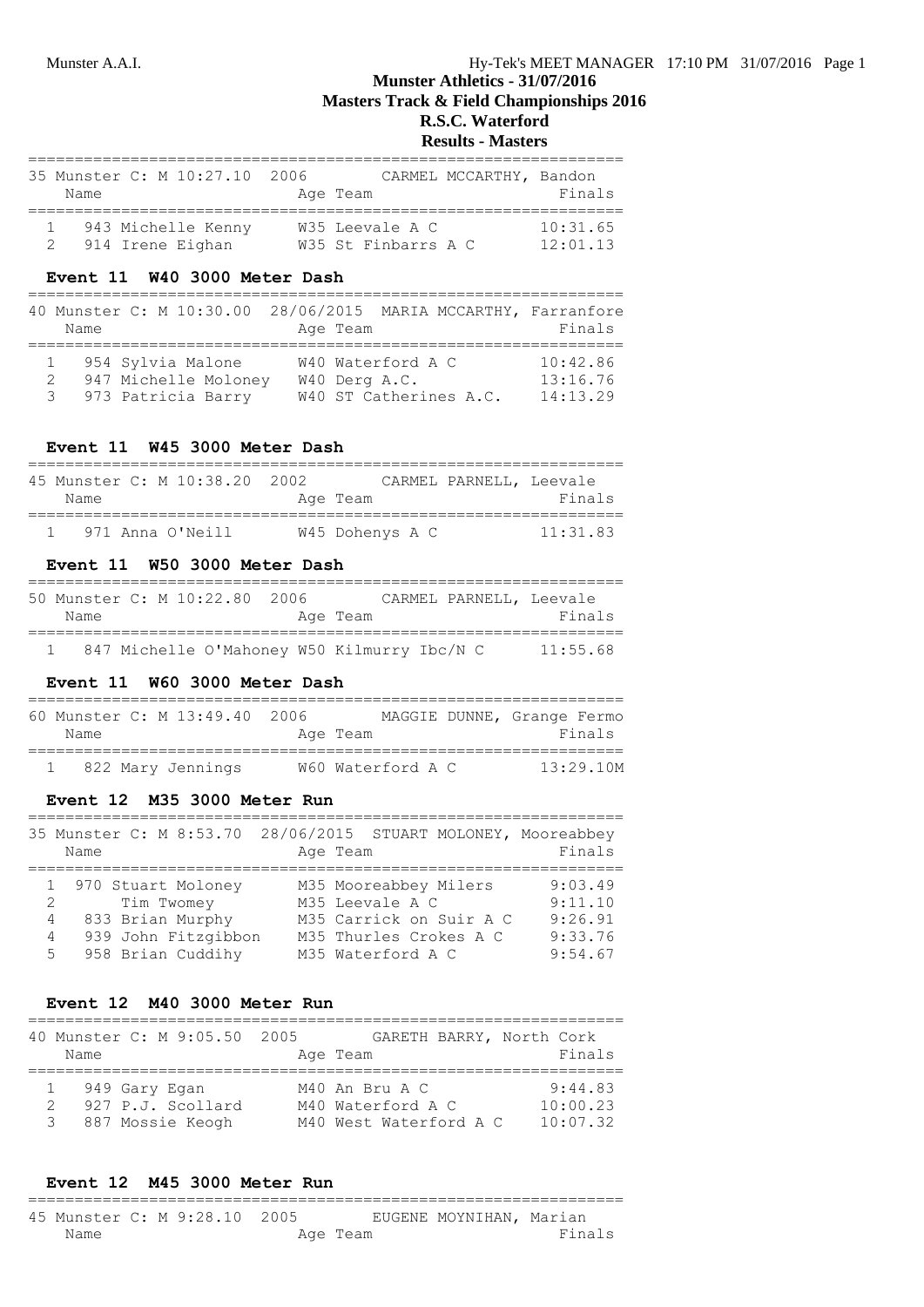# Munster Athletics - 31/07/2016
## Masters Track & Field Championships 2016
## R.S.C. Waterford
## Results - Masters

35 Munster C: M 10:27.10 2006 CARMEL MCCARTHY, Bandon

| | Name | Age | Team | Finals |
|---|---|---|---|---|
| 1 | 943 Michelle Kenny | W35 | Leevale A C | 10:31.65 |
| 2 | 914 Irene Eighan | W35 | St Finbarrs A C | 12:01.13 |

### Event 11 W40 3000 Meter Dash

40 Munster C: M 10:30.00 28/06/2015 MARIA MCCARTHY, Farranfore

| | Name | Age | Team | Finals |
|---|---|---|---|---|
| 1 | 954 Sylvia Malone | W40 | Waterford A C | 10:42.86 |
| 2 | 947 Michelle Moloney | W40 | Derg A.C. | 13:16.76 |
| 3 | 973 Patricia Barry | W40 | ST Catherines A.C. | 14:13.29 |

### Event 11 W45 3000 Meter Dash

45 Munster C: M 10:38.20 2002 CARMEL PARNELL, Leevale

| | Name | Age | Team | Finals |
|---|---|---|---|---|
| 1 | 971 Anna O'Neill | W45 | Dohenys A C | 11:31.83 |

### Event 11 W50 3000 Meter Dash

50 Munster C: M 10:22.80 2006 CARMEL PARNELL, Leevale

| | Name | Age | Team | Finals |
|---|---|---|---|---|
| 1 | 847 Michelle O'Mahoney | W50 | Kilmurry Ibc/N C | 11:55.68 |

### Event 11 W60 3000 Meter Dash

60 Munster C: M 13:49.40 2006 MAGGIE DUNNE, Grange Fermo

| | Name | Age | Team | Finals |
|---|---|---|---|---|
| 1 | 822 Mary Jennings | W60 | Waterford A C | 13:29.10M |

### Event 12 M35 3000 Meter Run

35 Munster C: M 8:53.70 28/06/2015 STUART MOLONEY, Mooreabbey

| | Name | Age | Team | Finals |
|---|---|---|---|---|
| 1 | 970 Stuart Moloney | M35 | Mooreabbey Milers | 9:03.49 |
| 2 | Tim Twomey | M35 | Leevale A C | 9:11.10 |
| 4 | 833 Brian Murphy | M35 | Carrick on Suir A C | 9:26.91 |
| 4 | 939 John Fitzgibbon | M35 | Thurles Crokes A C | 9:33.76 |
| 5 | 958 Brian Cuddihy | M35 | Waterford A C | 9:54.67 |

### Event 12 M40 3000 Meter Run

40 Munster C: M 9:05.50 2005 GARETH BARRY, North Cork

| | Name | Age | Team | Finals |
|---|---|---|---|---|
| 1 | 949 Gary Egan | M40 | An Bru A C | 9:44.83 |
| 2 | 927 P.J. Scollard | M40 | Waterford A C | 10:00.23 |
| 3 | 887 Mossie Keogh | M40 | West Waterford A C | 10:07.32 |

### Event 12 M45 3000 Meter Run

45 Munster C: M 9:28.10 2005 EUGENE MOYNIHAN, Marian

| | Name | Age | Team | Finals |
|---|---|---|---|---|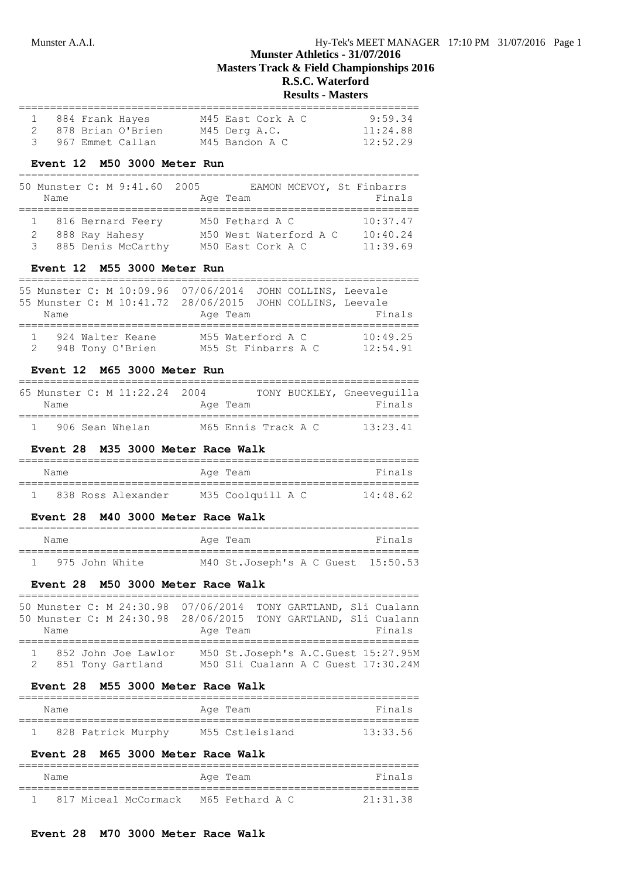# Munster Athletics - 31/07/2016
## Masters Track & Field Championships 2016
## R.S.C. Waterford
## Results - Masters

| | | | |
|---|---|---|---|
| 1 | 884 Frank Hayes | M45 East Cork A C | 9:59.34 |
| 2 | 878 Brian O'Brien | M45 Derg A.C. | 11:24.88 |
| 3 | 967 Emmet Callan | M45 Bandon A C | 12:52.29 |

### Event 12 M50 3000 Meter Run

50 Munster C: M 9:41.60 2005 EAMON MCEVOY, St Finbarrs

| | Name | Age Team | Finals |
|---|---|---|---|
| 1 | 816 Bernard Feery | M50 Fethard A C | 10:37.47 |
| 2 | 888 Ray Hahesy | M50 West Waterford A C | 10:40.24 |
| 3 | 885 Denis McCarthy | M50 East Cork A C | 11:39.69 |

### Event 12 M55 3000 Meter Run

55 Munster C: M 10:09.96 07/06/2014 JOHN COLLINS, Leevale
55 Munster C: M 10:41.72 28/06/2015 JOHN COLLINS, Leevale

| | Name | Age Team | Finals |
|---|---|---|---|
| 1 | 924 Walter Keane | M55 Waterford A C | 10:49.25 |
| 2 | 948 Tony O'Brien | M55 St Finbarrs A C | 12:54.91 |

### Event 12 M65 3000 Meter Run

65 Munster C: M 11:22.24 2004 TONY BUCKLEY, Gneeveguilla

| | Name | Age Team | Finals |
|---|---|---|---|
| 1 | 906 Sean Whelan | M65 Ennis Track A C | 13:23.41 |

### Event 28 M35 3000 Meter Race Walk

| | Name | Age Team | Finals |
|---|---|---|---|
| 1 | 838 Ross Alexander | M35 Coolquill A C | 14:48.62 |

### Event 28 M40 3000 Meter Race Walk

| | Name | Age Team | Finals |
|---|---|---|---|
| 1 | 975 John White | M40 St.Joseph's A C Guest | 15:50.53 |

### Event 28 M50 3000 Meter Race Walk

50 Munster C: M 24:30.98 07/06/2014 TONY GARTLAND, Sli Cualann
50 Munster C: M 24:30.98 28/06/2015 TONY GARTLAND, Sli Cualann

| | Name | Age Team | Finals |
|---|---|---|---|
| 1 | 852 John Joe Lawlor | M50 St.Joseph's A.C.Guest | 15:27.95M |
| 2 | 851 Tony Gartland | M50 Sli Cualann A C Guest | 17:30.24M |

### Event 28 M55 3000 Meter Race Walk

| | Name | Age Team | Finals |
|---|---|---|---|
| 1 | 828 Patrick Murphy | M55 Cstleisland | 13:33.56 |

### Event 28 M65 3000 Meter Race Walk

| | Name | Age Team | Finals |
|---|---|---|---|
| 1 | 817 Miceal McCormack | M65 Fethard A C | 21:31.38 |

### Event 28 M70 3000 Meter Race Walk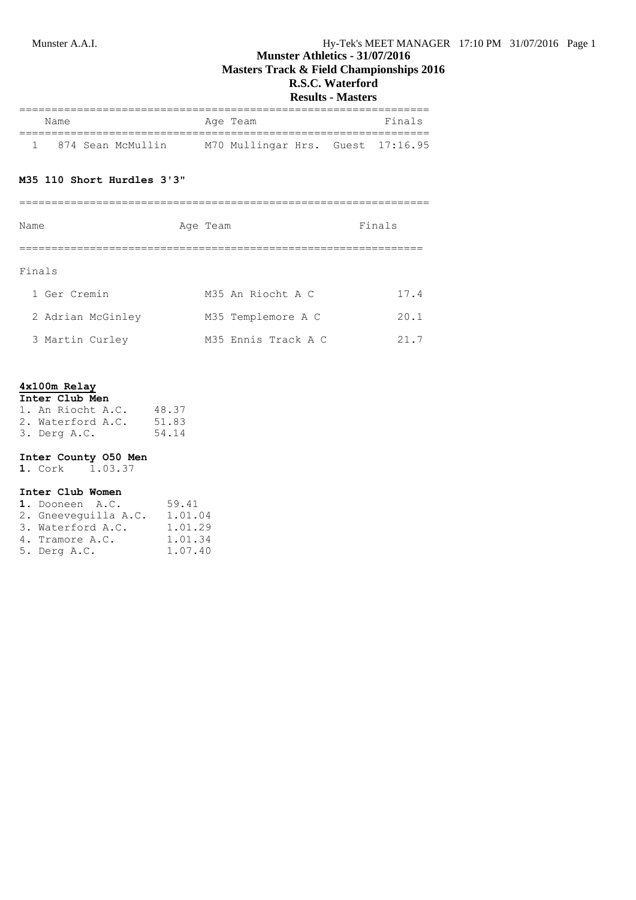| | Name | Age | Team | | Finals |
|---|---|---|---|---|---|
| 1 | 874 Sean McMullin | M70 | Mullingar Hrs. | Guest | 17:16.95 |

**M35 110 Short Hurdles 3'3"**

| | Name | Age | Team | Finals |
|---|---|---|---|---|
| **Finals** | | | | |
| 1 | Ger Cremin | M35 | An Riocht A C | 17.4 |
| 2 | Adrian McGinley | M35 | Templemore A C | 20.1 |
| 3 | Martin Curley | M35 | Ennis Track A C | 21.7 |

**4x100m Relay**

**Inter Club Men**

| | | |
|---|---|---|
| 1. | An Riocht A.C. | 48.37 |
| 2. | Waterford A.C. | 51.83 |
| 3. | Derg A.C. | 54.14 |

**Inter County O50 Men**

| | | |
|---|---|---|
| **1.** | Cork | 1.03.37 |

**Inter Club Women**

| | | |
|---|---|---|
| **1.** | Dooneen A.C. | 59.41 |
| 2. | Gneeveguilla A.C. | 1.01.04 |
| 3. | Waterford A.C. | 1.01.29 |
| 4. | Tramore A.C. | 1.01.34 |
| 5. | Derg A.C. | 1.07.40 |